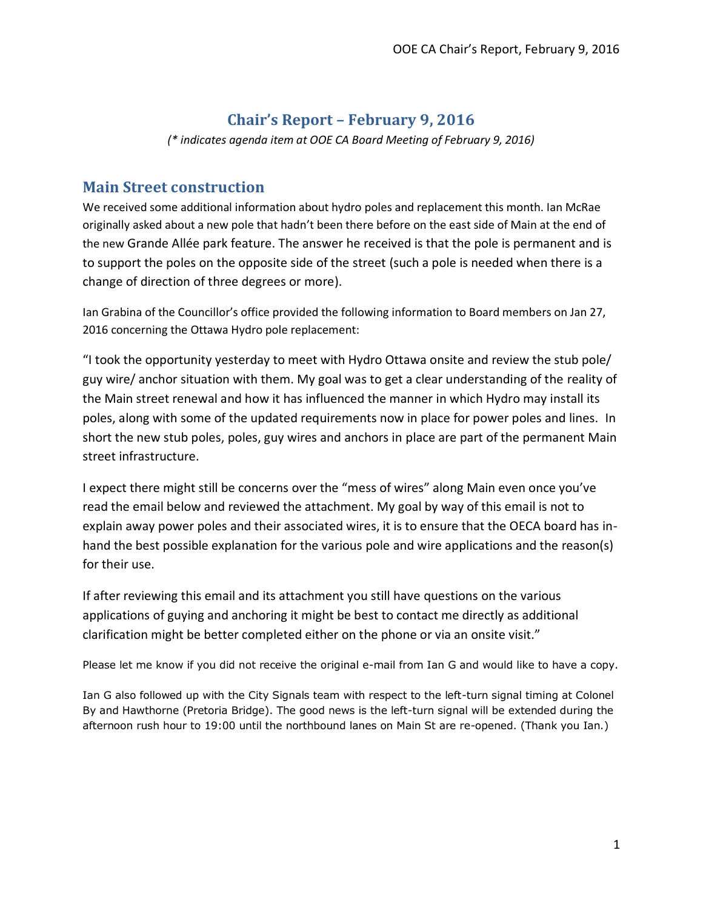# Chair's Report – February 9, 2016

*(\* indicates agenda item at OOE CA Board Meeting of February 9, 2016)*

## Main Street construction

We received some additional information about hydro poles and replacement this month. Ian McRae originally asked about a new pole that hadn't been there before on the east side of Main at the end of the new Grande Allée park feature. The answer he received is that the pole is permanent and is to support the poles on the opposite side of the street (such a pole is needed when there is a change of direction of three degrees or more).

Ian Grabina of the Councillor's office provided the following information to Board members on Jan 27, 2016 concerning the Ottawa Hydro pole replacement:

"I took the opportunity yesterday to meet with Hydro Ottawa onsite and review the stub pole/ guy wire/ anchor situation with them. My goal was to get a clear understanding of the reality of the Main street renewal and how it has influenced the manner in which Hydro may install its poles, along with some of the updated requirements now in place for power poles and lines. In short the new stub poles, poles, guy wires and anchors in place are part of the permanent Main street infrastructure.

I expect there might still be concerns over the "mess of wires" along Main even once you've read the email below and reviewed the attachment. My goal by way of this email is not to explain away power poles and their associated wires, it is to ensure that the OECA board has in-hand the best possible explanation for the various pole and wire applications and the reason(s) for their use.

If after reviewing this email and its attachment you still have questions on the various applications of guying and anchoring it might be best to contact me directly as additional clarification might be better completed either on the phone or via an onsite visit."

Please let me know if you did not receive the original e-mail from Ian G and would like to have a copy.

Ian G also followed up with the City Signals team with respect to the left-turn signal timing at Colonel By and Hawthorne (Pretoria Bridge). The good news is the left-turn signal will be extended during the afternoon rush hour to 19:00 until the northbound lanes on Main St are re-opened. (Thank you Ian.)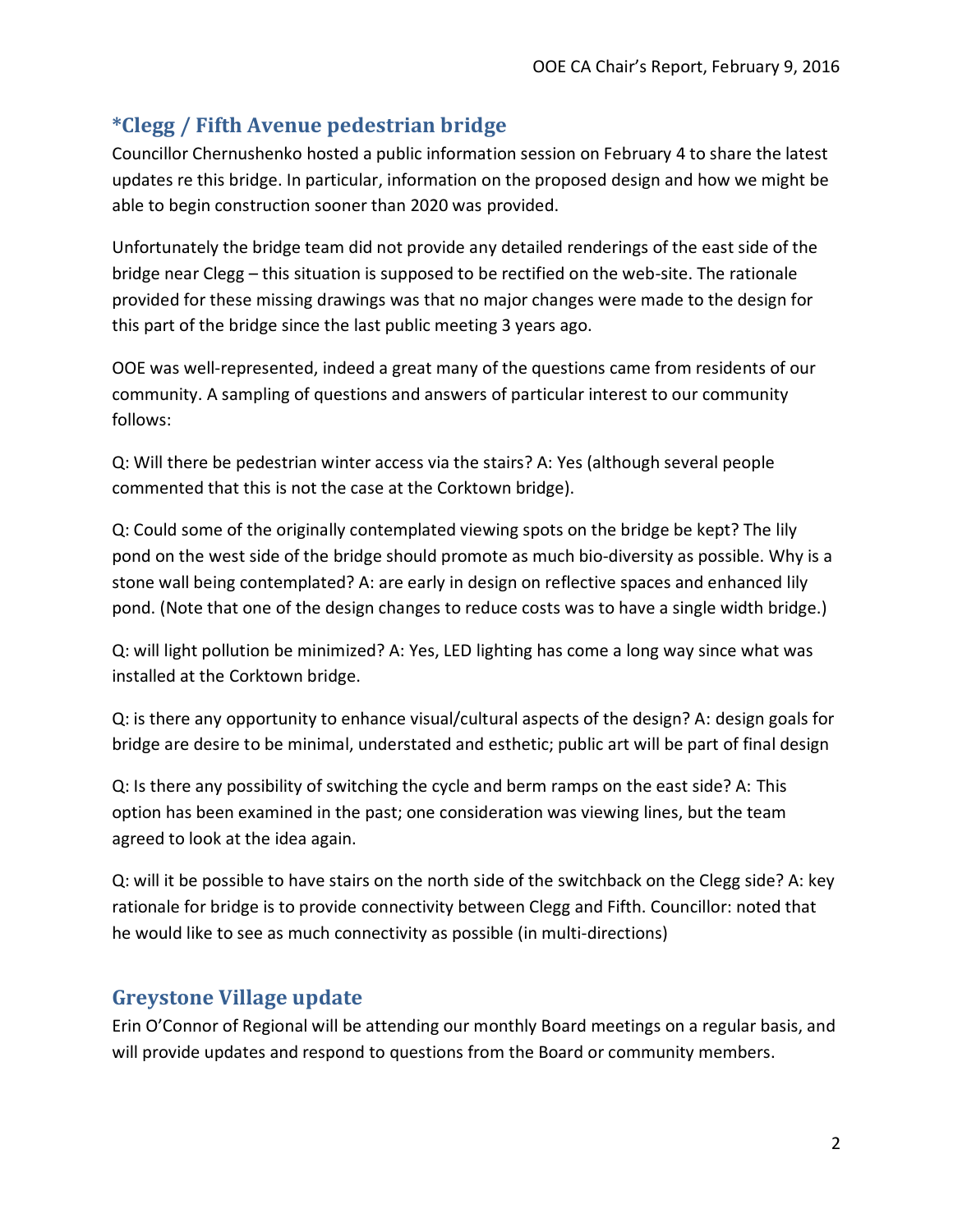## *Clegg / Fifth Avenue pedestrian bridge

Councillor Chernushenko hosted a public information session on February 4 to share the latest updates re this bridge. In particular, information on the proposed design and how we might be able to begin construction sooner than 2020 was provided.

Unfortunately the bridge team did not provide any detailed renderings of the east side of the bridge near Clegg – this situation is supposed to be rectified on the web-site. The rationale provided for these missing drawings was that no major changes were made to the design for this part of the bridge since the last public meeting 3 years ago.

OOE was well-represented, indeed a great many of the questions came from residents of our community. A sampling of questions and answers of particular interest to our community follows:

Q: Will there be pedestrian winter access via the stairs? A: Yes (although several people commented that this is not the case at the Corktown bridge).

Q: Could some of the originally contemplated viewing spots on the bridge be kept? The lily pond on the west side of the bridge should promote as much bio-diversity as possible. Why is a stone wall being contemplated? A: are early in design on reflective spaces and enhanced lily pond. (Note that one of the design changes to reduce costs was to have a single width bridge.)

Q: will light pollution be minimized? A: Yes, LED lighting has come a long way since what was installed at the Corktown bridge.

Q: is there any opportunity to enhance visual/cultural aspects of the design? A: design goals for bridge are desire to be minimal, understated and esthetic; public art will be part of final design

Q: Is there any possibility of switching the cycle and berm ramps on the east side? A: This option has been examined in the past; one consideration was viewing lines, but the team agreed to look at the idea again.

Q: will it be possible to have stairs on the north side of the switchback on the Clegg side? A: key rationale for bridge is to provide connectivity between Clegg and Fifth. Councillor: noted that he would like to see as much connectivity as possible (in multi-directions)

## Greystone Village update

Erin O'Connor of Regional will be attending our monthly Board meetings on a regular basis, and will provide updates and respond to questions from the Board or community members.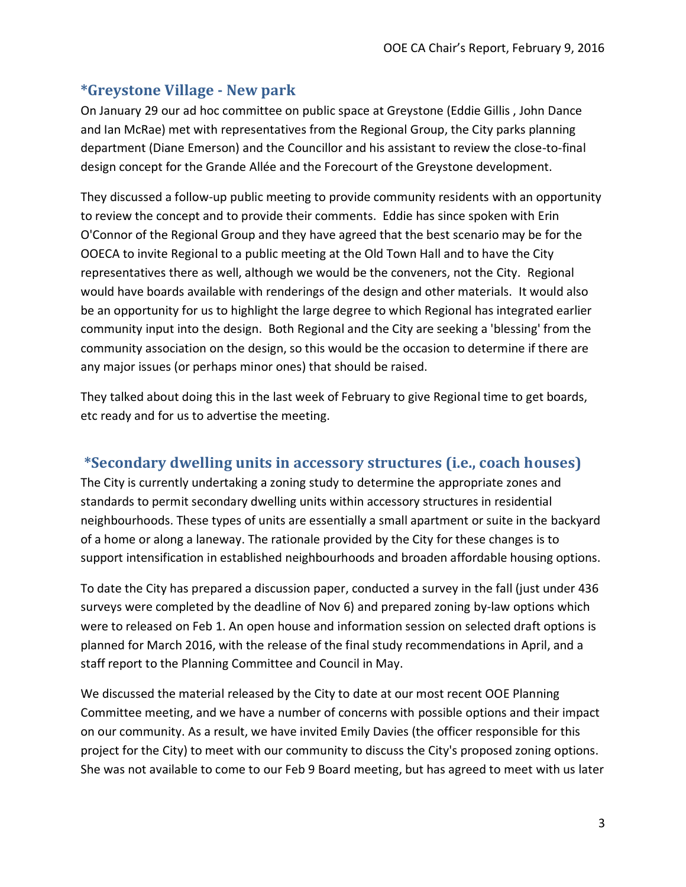## *Greystone Village - New park

On January 29 our ad hoc committee on public space at Greystone (Eddie Gillis , John Dance and Ian McRae) met with representatives from the Regional Group, the City parks planning department (Diane Emerson) and the Councillor and his assistant to review the close-to-final design concept for the Grande Allée and the Forecourt of the Greystone development.

They discussed a follow-up public meeting to provide community residents with an opportunity to review the concept and to provide their comments. Eddie has since spoken with Erin O'Connor of the Regional Group and they have agreed that the best scenario may be for the OOECA to invite Regional to a public meeting at the Old Town Hall and to have the City representatives there as well, although we would be the conveners, not the City. Regional would have boards available with renderings of the design and other materials. It would also be an opportunity for us to highlight the large degree to which Regional has integrated earlier community input into the design. Both Regional and the City are seeking a 'blessing' from the community association on the design, so this would be the occasion to determine if there are any major issues (or perhaps minor ones) that should be raised.

They talked about doing this in the last week of February to give Regional time to get boards, etc ready and for us to advertise the meeting.

## *Secondary dwelling units in accessory structures (i.e., coach houses)

The City is currently undertaking a zoning study to determine the appropriate zones and standards to permit secondary dwelling units within accessory structures in residential neighbourhoods. These types of units are essentially a small apartment or suite in the backyard of a home or along a laneway. The rationale provided by the City for these changes is to support intensification in established neighbourhoods and broaden affordable housing options.

To date the City has prepared a discussion paper, conducted a survey in the fall (just under 436 surveys were completed by the deadline of Nov 6) and prepared zoning by-law options which were to released on Feb 1. An open house and information session on selected draft options is planned for March 2016, with the release of the final study recommendations in April, and a staff report to the Planning Committee and Council in May.

We discussed the material released by the City to date at our most recent OOE Planning Committee meeting, and we have a number of concerns with possible options and their impact on our community. As a result, we have invited Emily Davies (the officer responsible for this project for the City) to meet with our community to discuss the City's proposed zoning options. She was not available to come to our Feb 9 Board meeting, but has agreed to meet with us later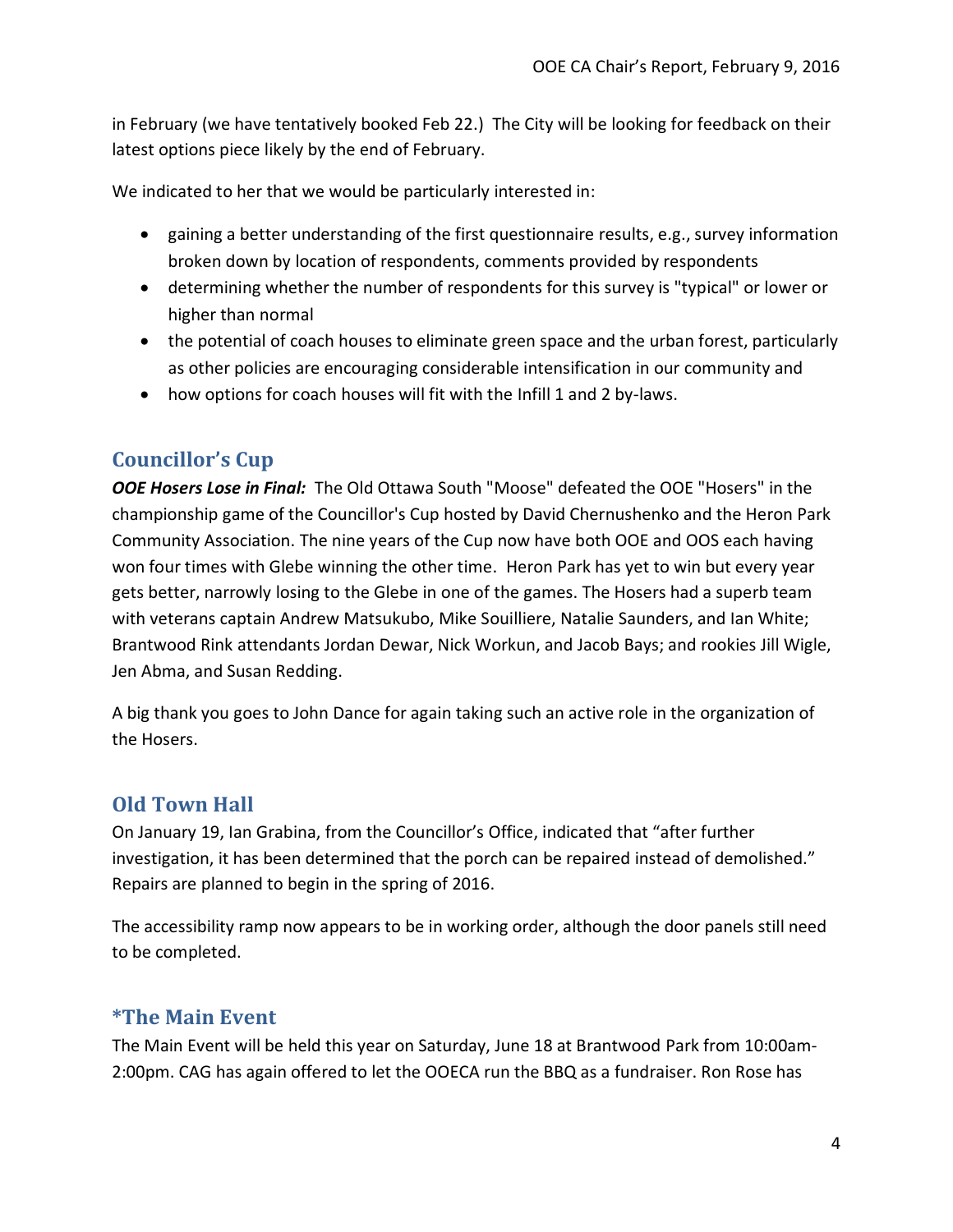in February (we have tentatively booked Feb 22.) The City will be looking for feedback on their latest options piece likely by the end of February.

We indicated to her that we would be particularly interested in:

- gaining a better understanding of the first questionnaire results, e.g., survey information broken down by location of respondents, comments provided by respondents
- determining whether the number of respondents for this survey is "typical" or lower or higher than normal
- the potential of coach houses to eliminate green space and the urban forest, particularly as other policies are encouraging considerable intensification in our community and
- how options for coach houses will fit with the Infill 1 and 2 by-laws.

## Councillor's Cup

***OOE Hosers Lose in Final:*** The Old Ottawa South "Moose" defeated the OOE "Hosers" in the championship game of the Councillor's Cup hosted by David Chernushenko and the Heron Park Community Association. The nine years of the Cup now have both OOE and OOS each having won four times with Glebe winning the other time. Heron Park has yet to win but every year gets better, narrowly losing to the Glebe in one of the games. The Hosers had a superb team with veterans captain Andrew Matsukubo, Mike Souilliere, Natalie Saunders, and Ian White; Brantwood Rink attendants Jordan Dewar, Nick Workun, and Jacob Bays; and rookies Jill Wigle, Jen Abma, and Susan Redding.

A big thank you goes to John Dance for again taking such an active role in the organization of the Hosers.

## Old Town Hall

On January 19, Ian Grabina, from the Councillor's Office, indicated that "after further investigation, it has been determined that the porch can be repaired instead of demolished." Repairs are planned to begin in the spring of 2016.

The accessibility ramp now appears to be in working order, although the door panels still need to be completed.

## *The Main Event

The Main Event will be held this year on Saturday, June 18 at Brantwood Park from 10:00am-2:00pm. CAG has again offered to let the OOECA run the BBQ as a fundraiser. Ron Rose has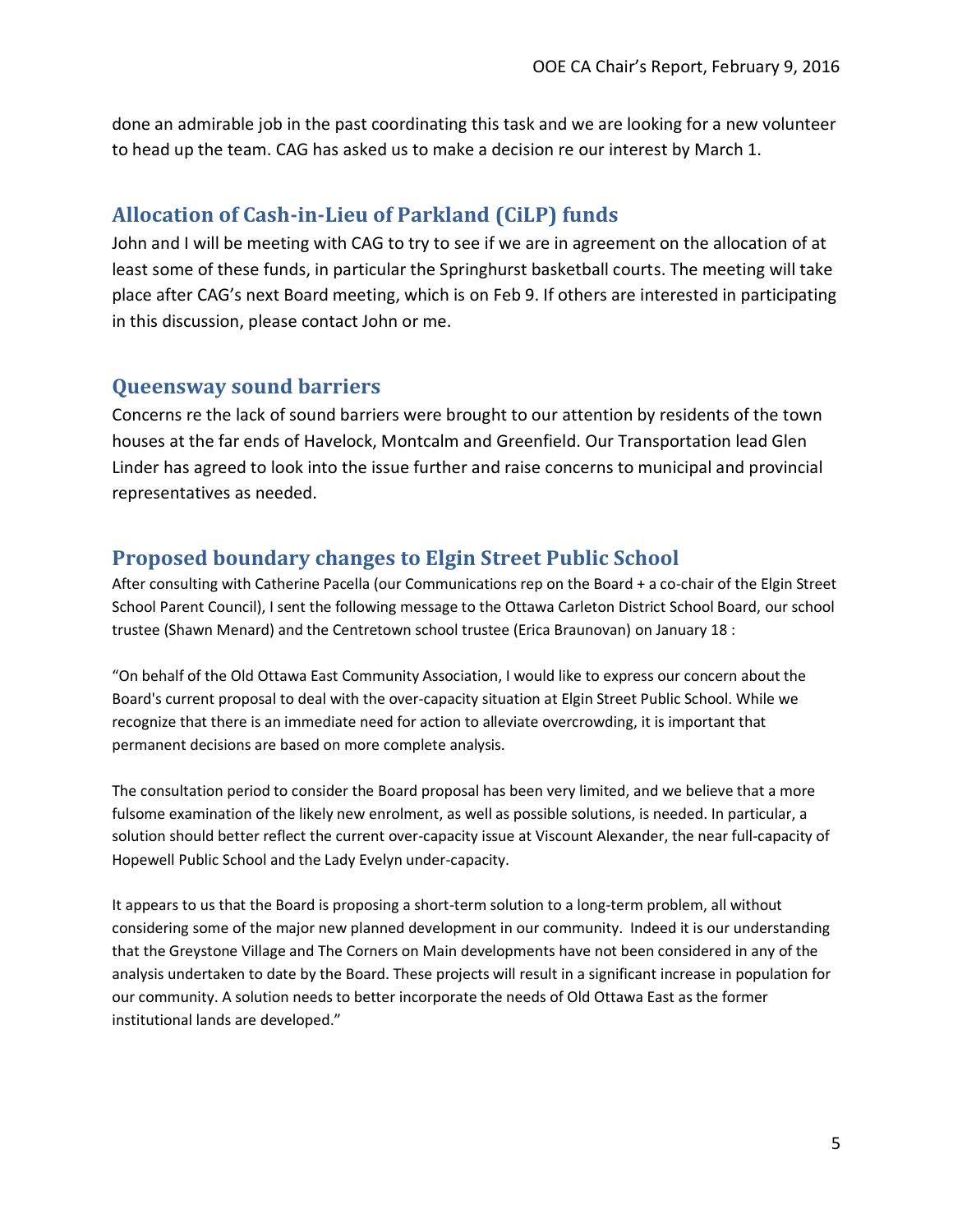done an admirable job in the past coordinating this task and we are looking for a new volunteer to head up the team. CAG has asked us to make a decision re our interest by March 1.

## Allocation of Cash-in-Lieu of Parkland (CiLP) funds

John and I will be meeting with CAG to try to see if we are in agreement on the allocation of at least some of these funds, in particular the Springhurst basketball courts. The meeting will take place after CAG's next Board meeting, which is on Feb 9. If others are interested in participating in this discussion, please contact John or me.

## Queensway sound barriers

Concerns re the lack of sound barriers were brought to our attention by residents of the town houses at the far ends of Havelock, Montcalm and Greenfield. Our Transportation lead Glen Linder has agreed to look into the issue further and raise concerns to municipal and provincial representatives as needed.

## Proposed boundary changes to Elgin Street Public School

After consulting with Catherine Pacella (our Communications rep on the Board + a co-chair of the Elgin Street School Parent Council), I sent the following message to the Ottawa Carleton District School Board, our school trustee (Shawn Menard) and the Centretown school trustee (Erica Braunovan) on January 18 :

"On behalf of the Old Ottawa East Community Association, I would like to express our concern about the Board's current proposal to deal with the over-capacity situation at Elgin Street Public School. While we recognize that there is an immediate need for action to alleviate overcrowding, it is important that permanent decisions are based on more complete analysis.

The consultation period to consider the Board proposal has been very limited, and we believe that a more fulsome examination of the likely new enrolment, as well as possible solutions, is needed. In particular, a solution should better reflect the current over-capacity issue at Viscount Alexander, the near full-capacity of Hopewell Public School and the Lady Evelyn under-capacity.

It appears to us that the Board is proposing a short-term solution to a long-term problem, all without considering some of the major new planned development in our community. Indeed it is our understanding that the Greystone Village and The Corners on Main developments have not been considered in any of the analysis undertaken to date by the Board. These projects will result in a significant increase in population for our community. A solution needs to better incorporate the needs of Old Ottawa East as the former institutional lands are developed."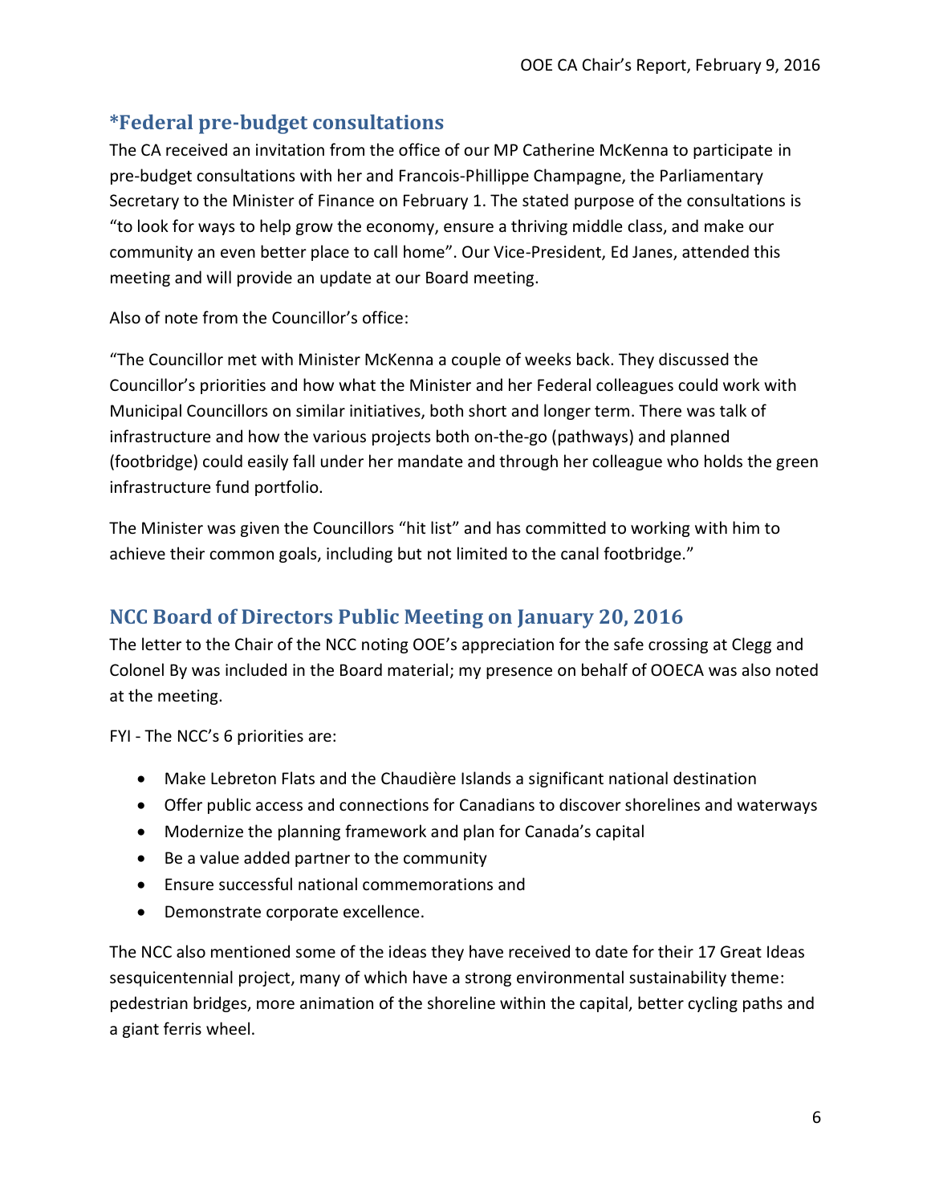## *Federal pre-budget consultations

The CA received an invitation from the office of our MP Catherine McKenna to participate in pre-budget consultations with her and Francois-Phillippe Champagne, the Parliamentary Secretary to the Minister of Finance on February 1. The stated purpose of the consultations is "to look for ways to help grow the economy, ensure a thriving middle class, and make our community an even better place to call home". Our Vice-President, Ed Janes, attended this meeting and will provide an update at our Board meeting.

Also of note from the Councillor's office:

"The Councillor met with Minister McKenna a couple of weeks back. They discussed the Councillor's priorities and how what the Minister and her Federal colleagues could work with Municipal Councillors on similar initiatives, both short and longer term. There was talk of infrastructure and how the various projects both on-the-go (pathways) and planned (footbridge) could easily fall under her mandate and through her colleague who holds the green infrastructure fund portfolio.

The Minister was given the Councillors "hit list" and has committed to working with him to achieve their common goals, including but not limited to the canal footbridge."

## NCC Board of Directors Public Meeting on January 20, 2016

The letter to the Chair of the NCC noting OOE's appreciation for the safe crossing at Clegg and Colonel By was included in the Board material; my presence on behalf of OOECA was also noted at the meeting.

FYI - The NCC's 6 priorities are:

- Make Lebreton Flats and the Chaudière Islands a significant national destination
- Offer public access and connections for Canadians to discover shorelines and waterways
- Modernize the planning framework and plan for Canada's capital
- Be a value added partner to the community
- Ensure successful national commemorations and
- Demonstrate corporate excellence.

The NCC also mentioned some of the ideas they have received to date for their 17 Great Ideas sesquicentennial project, many of which have a strong environmental sustainability theme: pedestrian bridges, more animation of the shoreline within the capital, better cycling paths and a giant ferris wheel.